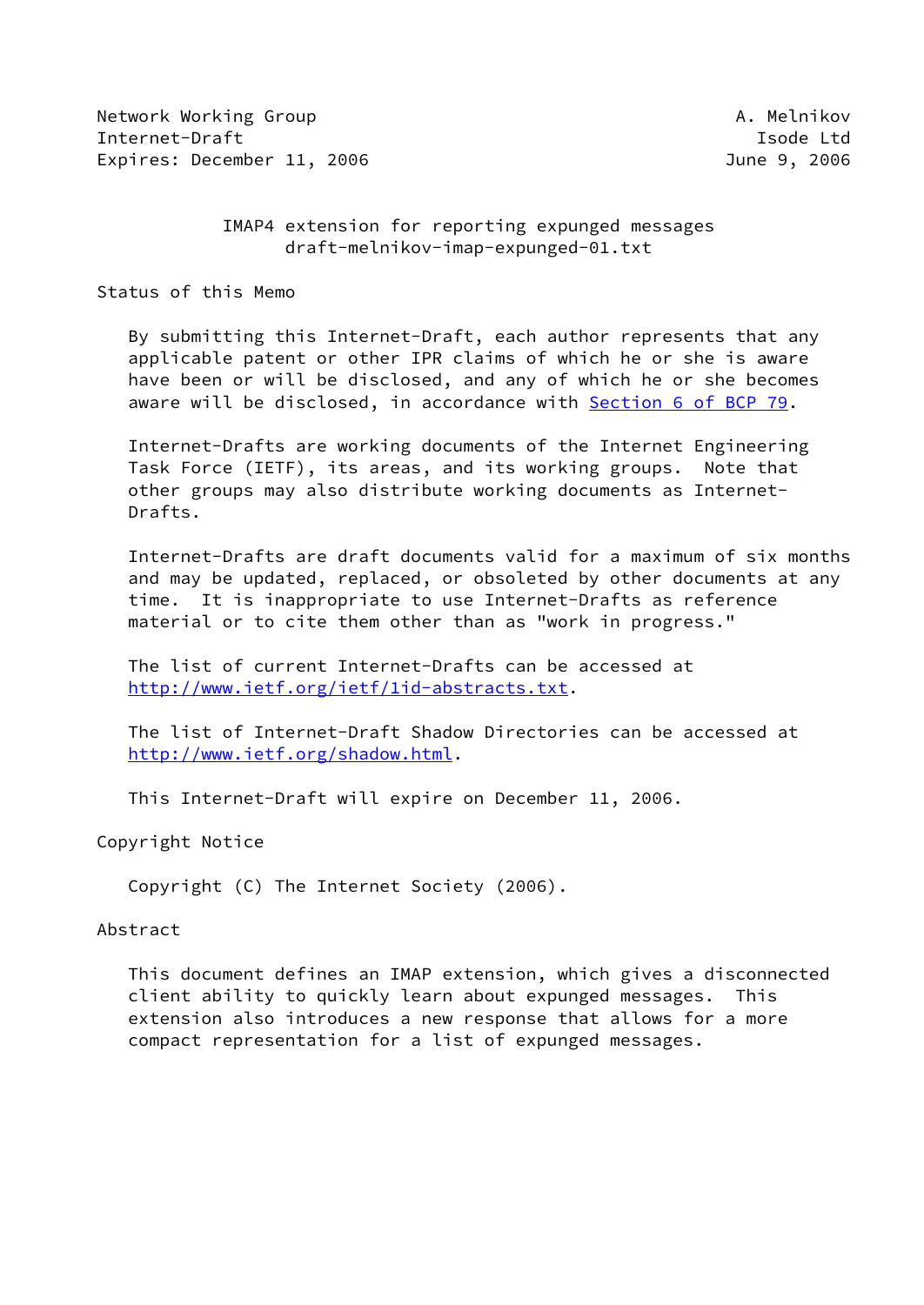Network Working Group A. Melnikov
Internet-Draft Isode Ltd
Expires: December 11, 2006 June 9, 2006

# IMAP4 extension for reporting expunged messages
draft-melnikov-imap-expunged-01.txt

## Status of this Memo

By submitting this Internet-Draft, each author represents that any applicable patent or other IPR claims of which he or she is aware have been or will be disclosed, and any of which he or she becomes aware will be disclosed, in accordance with Section 6 of BCP 79.

Internet-Drafts are working documents of the Internet Engineering Task Force (IETF), its areas, and its working groups. Note that other groups may also distribute working documents as Internet-Drafts.

Internet-Drafts are draft documents valid for a maximum of six months and may be updated, replaced, or obsoleted by other documents at any time. It is inappropriate to use Internet-Drafts as reference material or to cite them other than as "work in progress."

The list of current Internet-Drafts can be accessed at http://www.ietf.org/ietf/1id-abstracts.txt.

The list of Internet-Draft Shadow Directories can be accessed at http://www.ietf.org/shadow.html.

This Internet-Draft will expire on December 11, 2006.

## Copyright Notice

Copyright (C) The Internet Society (2006).

## Abstract

This document defines an IMAP extension, which gives a disconnected client ability to quickly learn about expunged messages. This extension also introduces a new response that allows for a more compact representation for a list of expunged messages.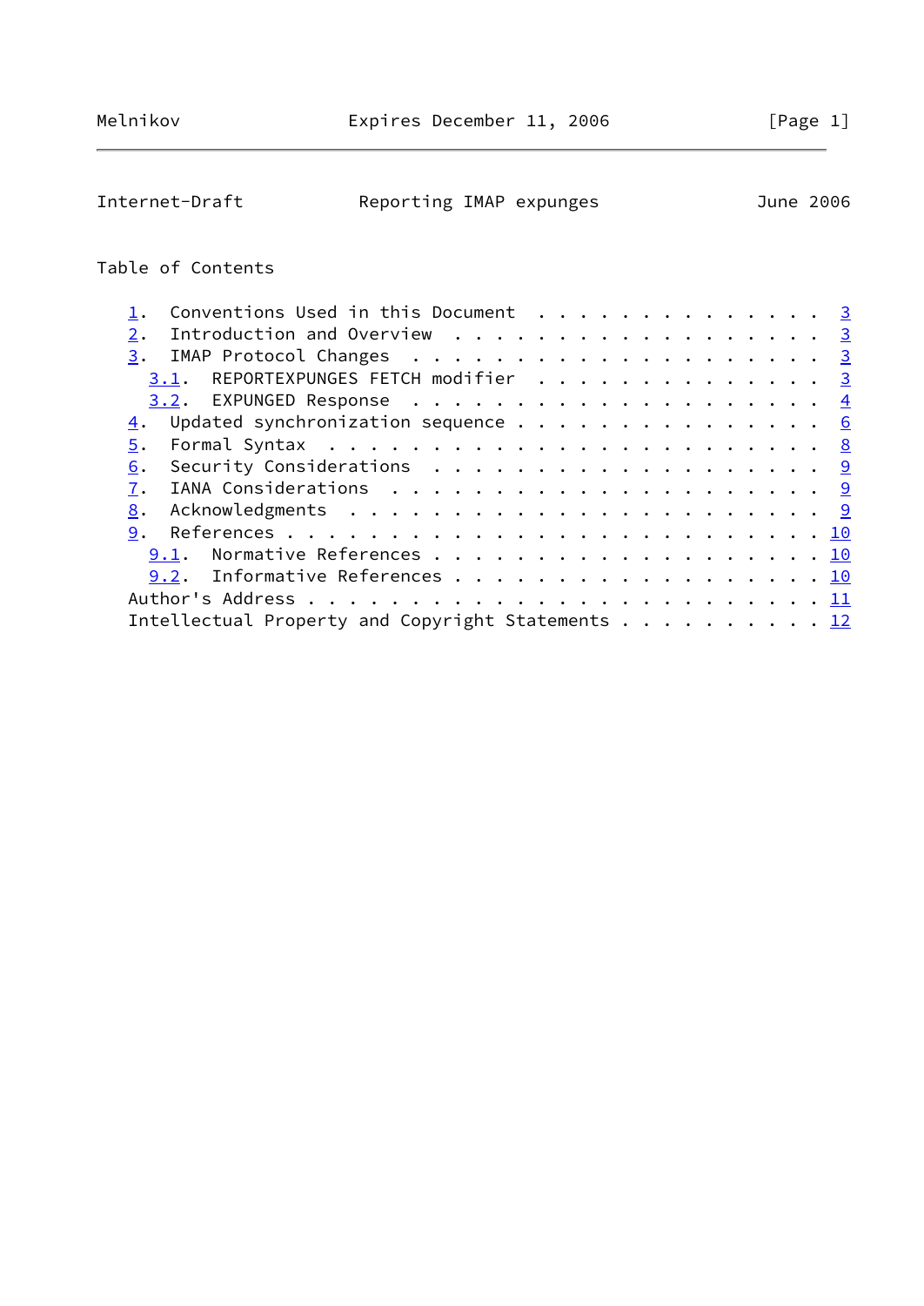Table of Contents

1. Conventions Used in this Document . . . . . . . . . . . . . . 3
2. Introduction and Overview . . . . . . . . . . . . . . . . . . 3
3. IMAP Protocol Changes . . . . . . . . . . . . . . . . . . . . 3
   3.1. REPORTEXPUNGES FETCH modifier . . . . . . . . . . . . . . 3
   3.2. EXPUNGED Response . . . . . . . . . . . . . . . . . . . . 4
4. Updated synchronization sequence . . . . . . . . . . . . . . . 6
5. Formal Syntax . . . . . . . . . . . . . . . . . . . . . . . . 8
6. Security Considerations . . . . . . . . . . . . . . . . . . . 9
7. IANA Considerations . . . . . . . . . . . . . . . . . . . . . 9
8. Acknowledgments . . . . . . . . . . . . . . . . . . . . . . . 9
9. References . . . . . . . . . . . . . . . . . . . . . . . . . . 10
   9.1. Normative References . . . . . . . . . . . . . . . . . . . 10
   9.2. Informative References . . . . . . . . . . . . . . . . . . 10

Author's Address . . . . . . . . . . . . . . . . . . . . . . . . . 11

Intellectual Property and Copyright Statements . . . . . . . . . . 12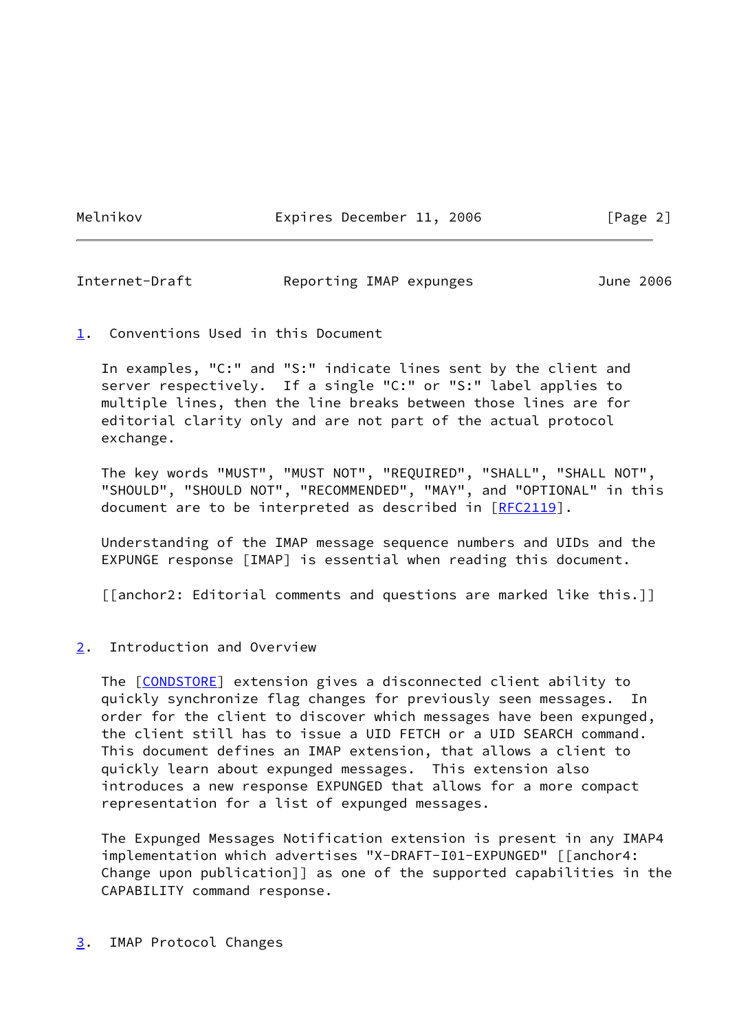## 1. Conventions Used in this Document

In examples, "C:" and "S:" indicate lines sent by the client and server respectively. If a single "C:" or "S:" label applies to multiple lines, then the line breaks between those lines are for editorial clarity only and are not part of the actual protocol exchange.

The key words "MUST", "MUST NOT", "REQUIRED", "SHALL", "SHALL NOT", "SHOULD", "SHOULD NOT", "RECOMMENDED", "MAY", and "OPTIONAL" in this document are to be interpreted as described in [RFC2119].

Understanding of the IMAP message sequence numbers and UIDs and the EXPUNGE response [IMAP] is essential when reading this document.

[[anchor2: Editorial comments and questions are marked like this.]]

## 2. Introduction and Overview

The [CONDSTORE] extension gives a disconnected client ability to quickly synchronize flag changes for previously seen messages. In order for the client to discover which messages have been expunged, the client still has to issue a UID FETCH or a UID SEARCH command. This document defines an IMAP extension, that allows a client to quickly learn about expunged messages. This extension also introduces a new response EXPUNGED that allows for a more compact representation for a list of expunged messages.

The Expunged Messages Notification extension is present in any IMAP4 implementation which advertises "X-DRAFT-I01-EXPUNGED" [[anchor4: Change upon publication]] as one of the supported capabilities in the CAPABILITY command response.

## 3. IMAP Protocol Changes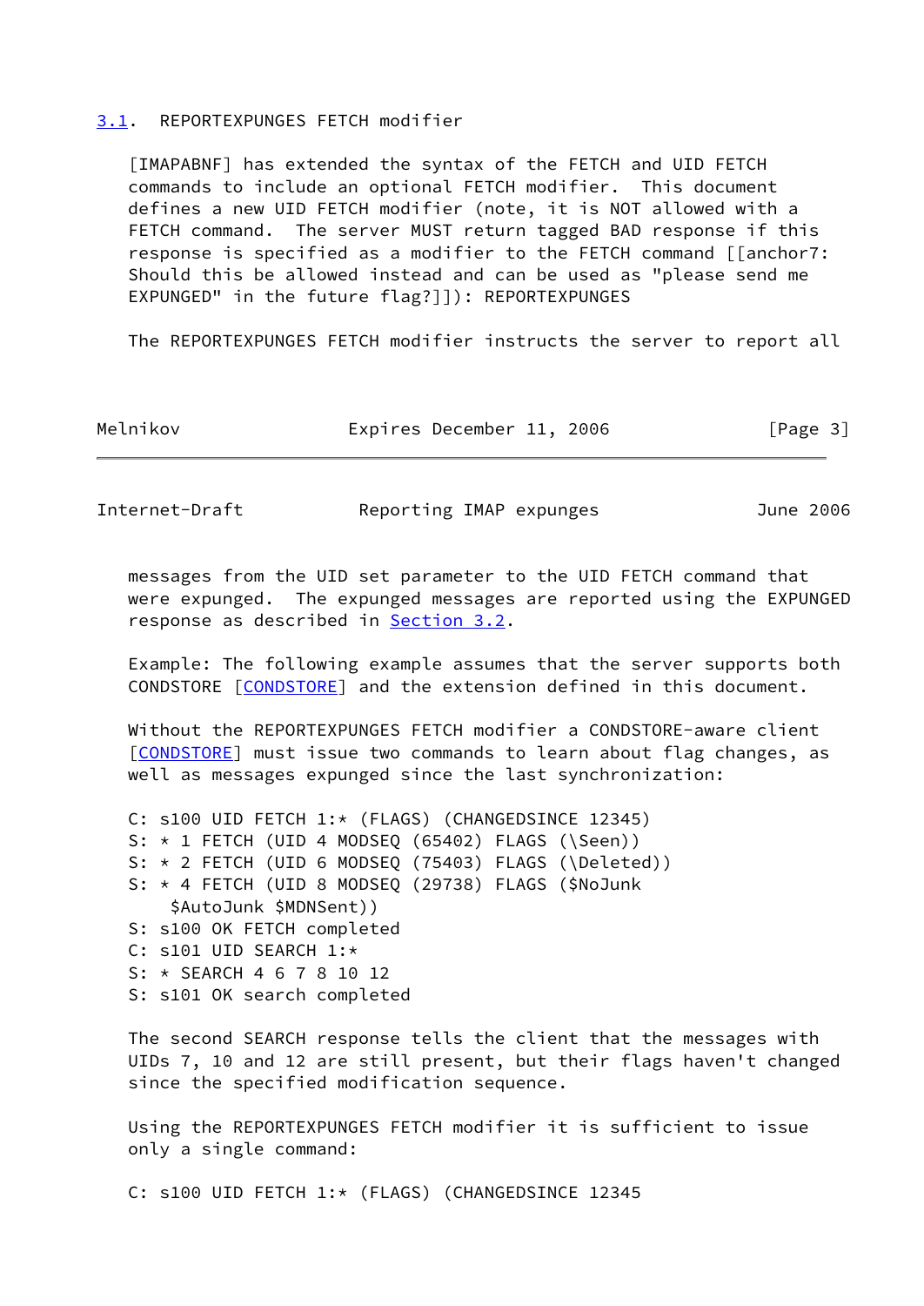### 3.1. REPORTEXPUNGES FETCH modifier

[IMAPABNF] has extended the syntax of the FETCH and UID FETCH commands to include an optional FETCH modifier. This document defines a new UID FETCH modifier (note, it is NOT allowed with a FETCH command. The server MUST return tagged BAD response if this response is specified as a modifier to the FETCH command [[anchor7: Should this be allowed instead and can be used as "please send me EXPUNGED" in the future flag?]]): REPORTEXPUNGES

The REPORTEXPUNGES FETCH modifier instructs the server to report all messages from the UID set parameter to the UID FETCH command that were expunged. The expunged messages are reported using the EXPUNGED response as described in Section 3.2.

Example: The following example assumes that the server supports both CONDSTORE [CONDSTORE] and the extension defined in this document.

Without the REPORTEXPUNGES FETCH modifier a CONDSTORE-aware client [CONDSTORE] must issue two commands to learn about flag changes, as well as messages expunged since the last synchronization:

```
C: s100 UID FETCH 1:* (FLAGS) (CHANGEDSINCE 12345)
S: * 1 FETCH (UID 4 MODSEQ (65402) FLAGS (\Seen))
S: * 2 FETCH (UID 6 MODSEQ (75403) FLAGS (\Deleted))
S: * 4 FETCH (UID 8 MODSEQ (29738) FLAGS ($NoJunk
    $AutoJunk $MDNSent))
S: s100 OK FETCH completed
C: s101 UID SEARCH 1:*
S: * SEARCH 4 6 7 8 10 12
S: s101 OK search completed
```

The second SEARCH response tells the client that the messages with UIDs 7, 10 and 12 are still present, but their flags haven't changed since the specified modification sequence.

Using the REPORTEXPUNGES FETCH modifier it is sufficient to issue only a single command:

```
C: s100 UID FETCH 1:* (FLAGS) (CHANGEDSINCE 12345
```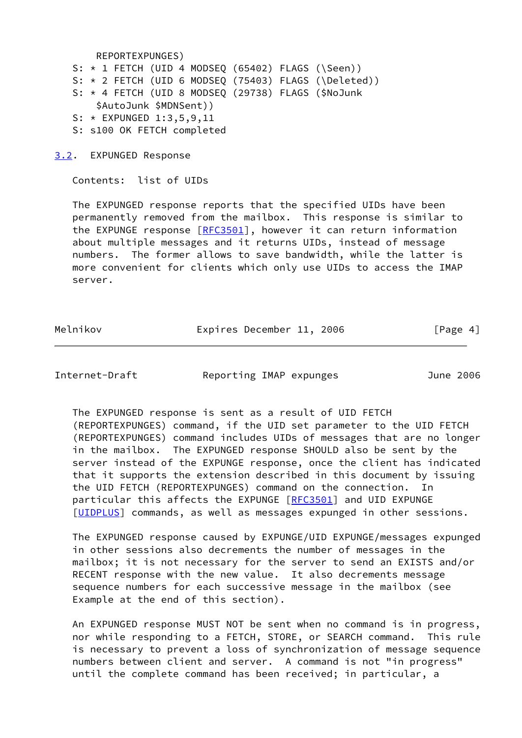```
     REPORTEXPUNGES)
S: * 1 FETCH (UID 4 MODSEQ (65402) FLAGS (\Seen))
S: * 2 FETCH (UID 6 MODSEQ (75403) FLAGS (\Deleted))
S: * 4 FETCH (UID 8 MODSEQ (29738) FLAGS ($NoJunk
     $AutoJunk $MDNSent))
S: * EXPUNGED 1:3,5,9,11
S: s100 OK FETCH completed
```

## 3.2. EXPUNGED Response

Contents: list of UIDs

The EXPUNGED response reports that the specified UIDs have been permanently removed from the mailbox. This response is similar to the EXPUNGE response [RFC3501], however it can return information about multiple messages and it returns UIDs, instead of message numbers. The former allows to save bandwidth, while the latter is more convenient for clients which only use UIDs to access the IMAP server.

The EXPUNGED response is sent as a result of UID FETCH (REPORTEXPUNGES) command, if the UID set parameter to the UID FETCH (REPORTEXPUNGES) command includes UIDs of messages that are no longer in the mailbox. The EXPUNGED response SHOULD also be sent by the server instead of the EXPUNGE response, once the client has indicated that it supports the extension described in this document by issuing the UID FETCH (REPORTEXPUNGES) command on the connection. In particular this affects the EXPUNGE [RFC3501] and UID EXPUNGE [UIDPLUS] commands, as well as messages expunged in other sessions.

The EXPUNGED response caused by EXPUNGE/UID EXPUNGE/messages expunged in other sessions also decrements the number of messages in the mailbox; it is not necessary for the server to send an EXISTS and/or RECENT response with the new value. It also decrements message sequence numbers for each successive message in the mailbox (see Example at the end of this section).

An EXPUNGED response MUST NOT be sent when no command is in progress, nor while responding to a FETCH, STORE, or SEARCH command. This rule is necessary to prevent a loss of synchronization of message sequence numbers between client and server. A command is not "in progress" until the complete command has been received; in particular, a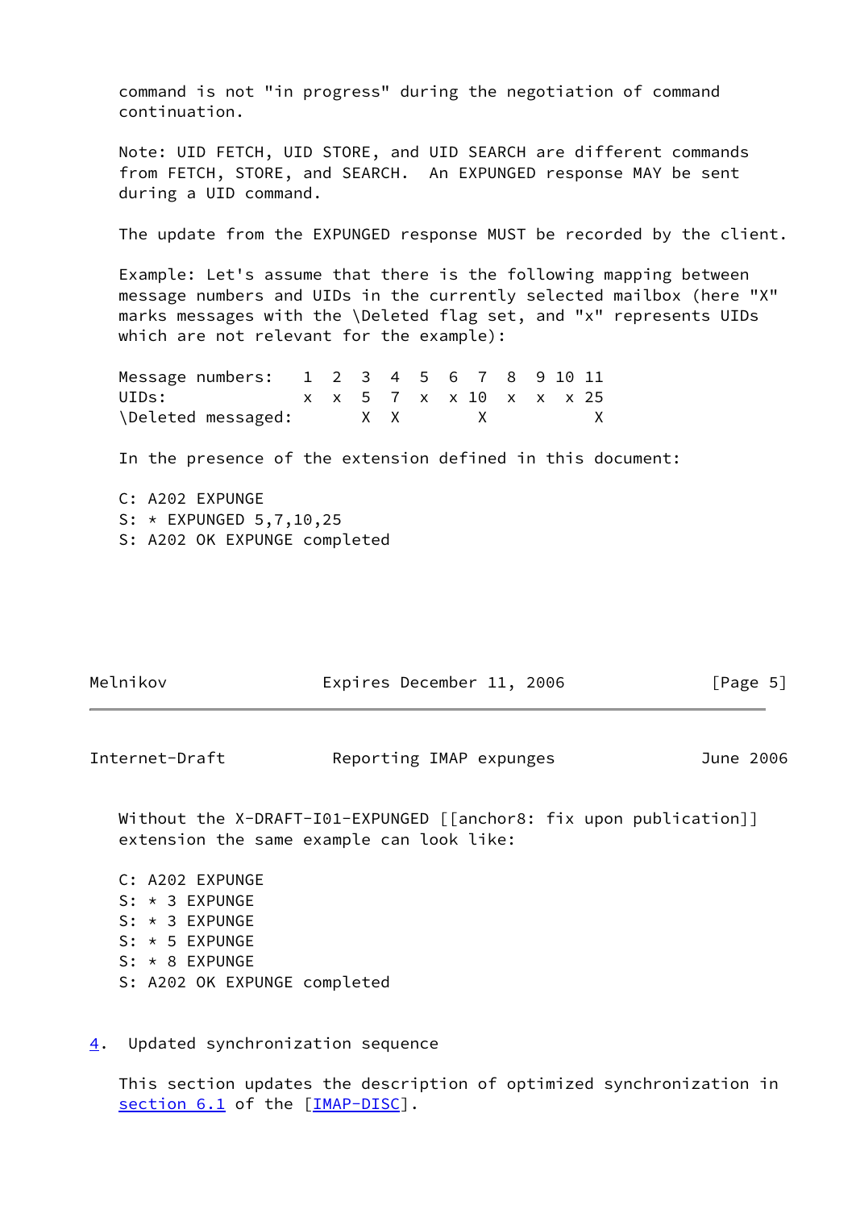command is not "in progress" during the negotiation of command continuation.

Note: UID FETCH, UID STORE, and UID SEARCH are different commands from FETCH, STORE, and SEARCH. An EXPUNGED response MAY be sent during a UID command.

The update from the EXPUNGED response MUST be recorded by the client.

Example: Let's assume that there is the following mapping between message numbers and UIDs in the currently selected mailbox (here "X" marks messages with the \Deleted flag set, and "x" represents UIDs which are not relevant for the example):

```
Message numbers:   1  2  3  4  5  6  7  8  9 10 11
UIDs:              x  x  5  7  x  x 10  x  x  x 25
\Deleted messaged:       X  X        X           X
```

In the presence of the extension defined in this document:

```
C: A202 EXPUNGE
S: * EXPUNGED 5,7,10,25
S: A202 OK EXPUNGE completed
```

Without the X-DRAFT-I01-EXPUNGED [[anchor8: fix upon publication]] extension the same example can look like:

```
C: A202 EXPUNGE
S: * 3 EXPUNGE
S: * 3 EXPUNGE
S: * 5 EXPUNGE
S: * 8 EXPUNGE
S: A202 OK EXPUNGE completed
```

## 4. Updated synchronization sequence

This section updates the description of optimized synchronization in section 6.1 of the [IMAP-DISC].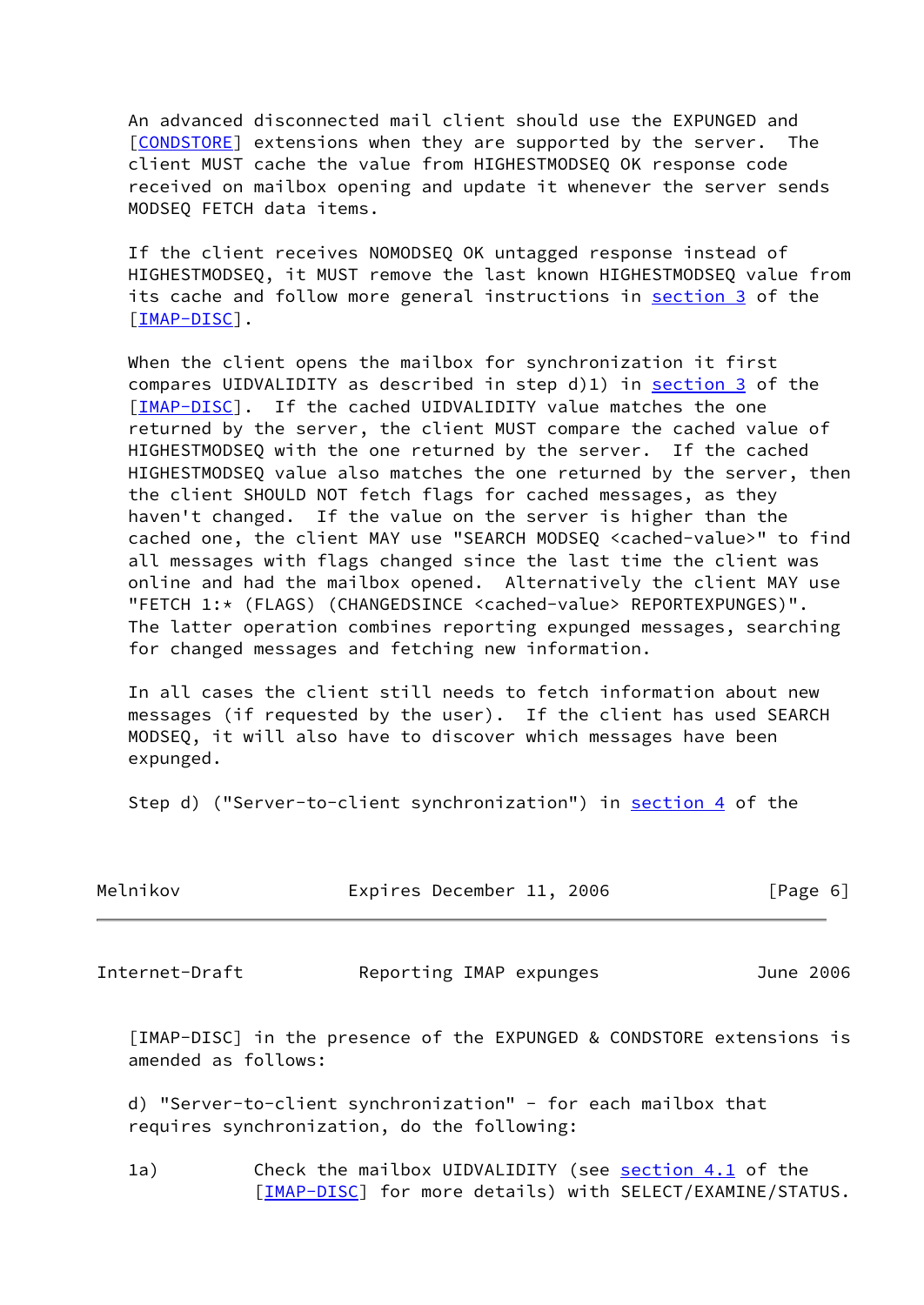An advanced disconnected mail client should use the EXPUNGED and [CONDSTORE] extensions when they are supported by the server. The client MUST cache the value from HIGHESTMODSEQ OK response code received on mailbox opening and update it whenever the server sends MODSEQ FETCH data items.

If the client receives NOMODSEQ OK untagged response instead of HIGHESTMODSEQ, it MUST remove the last known HIGHESTMODSEQ value from its cache and follow more general instructions in section 3 of the [IMAP-DISC].

When the client opens the mailbox for synchronization it first compares UIDVALIDITY as described in step d)1) in section 3 of the [IMAP-DISC]. If the cached UIDVALIDITY value matches the one returned by the server, the client MUST compare the cached value of HIGHESTMODSEQ with the one returned by the server. If the cached HIGHESTMODSEQ value also matches the one returned by the server, then the client SHOULD NOT fetch flags for cached messages, as they haven't changed. If the value on the server is higher than the cached one, the client MAY use "SEARCH MODSEQ <cached-value>" to find all messages with flags changed since the last time the client was online and had the mailbox opened. Alternatively the client MAY use "FETCH 1:* (FLAGS) (CHANGEDSINCE <cached-value> REPORTEXPUNGES)". The latter operation combines reporting expunged messages, searching for changed messages and fetching new information.

In all cases the client still needs to fetch information about new messages (if requested by the user). If the client has used SEARCH MODSEQ, it will also have to discover which messages have been expunged.

Step d) ("Server-to-client synchronization") in section 4 of the [IMAP-DISC] in the presence of the EXPUNGED & CONDSTORE extensions is amended as follows:

d) "Server-to-client synchronization" - for each mailbox that requires synchronization, do the following:

1a) Check the mailbox UIDVALIDITY (see section 4.1 of the [IMAP-DISC] for more details) with SELECT/EXAMINE/STATUS.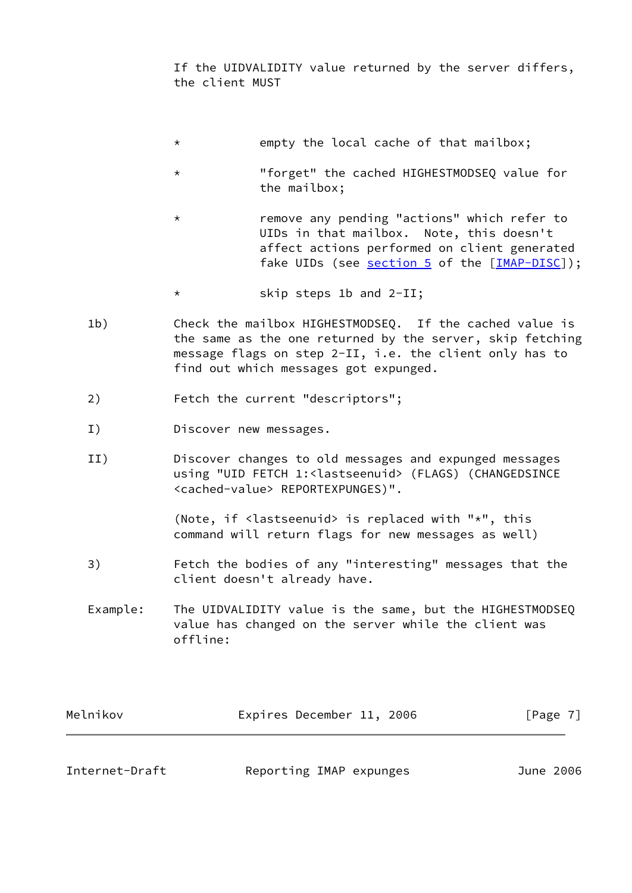If the UIDVALIDITY value returned by the server differs, the client MUST

* empty the local cache of that mailbox;

* "forget" the cached HIGHESTMODSEQ value for the mailbox;

* remove any pending "actions" which refer to UIDs in that mailbox. Note, this doesn't affect actions performed on client generated fake UIDs (see section 5 of the [IMAP-DISC]);

* skip steps 1b and 2-II;

1b) Check the mailbox HIGHESTMODSEQ. If the cached value is the same as the one returned by the server, skip fetching message flags on step 2-II, i.e. the client only has to find out which messages got expunged.

2) Fetch the current "descriptors";

I) Discover new messages.

II) Discover changes to old messages and expunged messages using "UID FETCH 1:<lastseenuid> (FLAGS) (CHANGEDSINCE <cached-value> REPORTEXPUNGES)".

(Note, if <lastseenuid> is replaced with "*", this command will return flags for new messages as well)

3) Fetch the bodies of any "interesting" messages that the client doesn't already have.

Example: The UIDVALIDITY value is the same, but the HIGHESTMODSEQ value has changed on the server while the client was offline: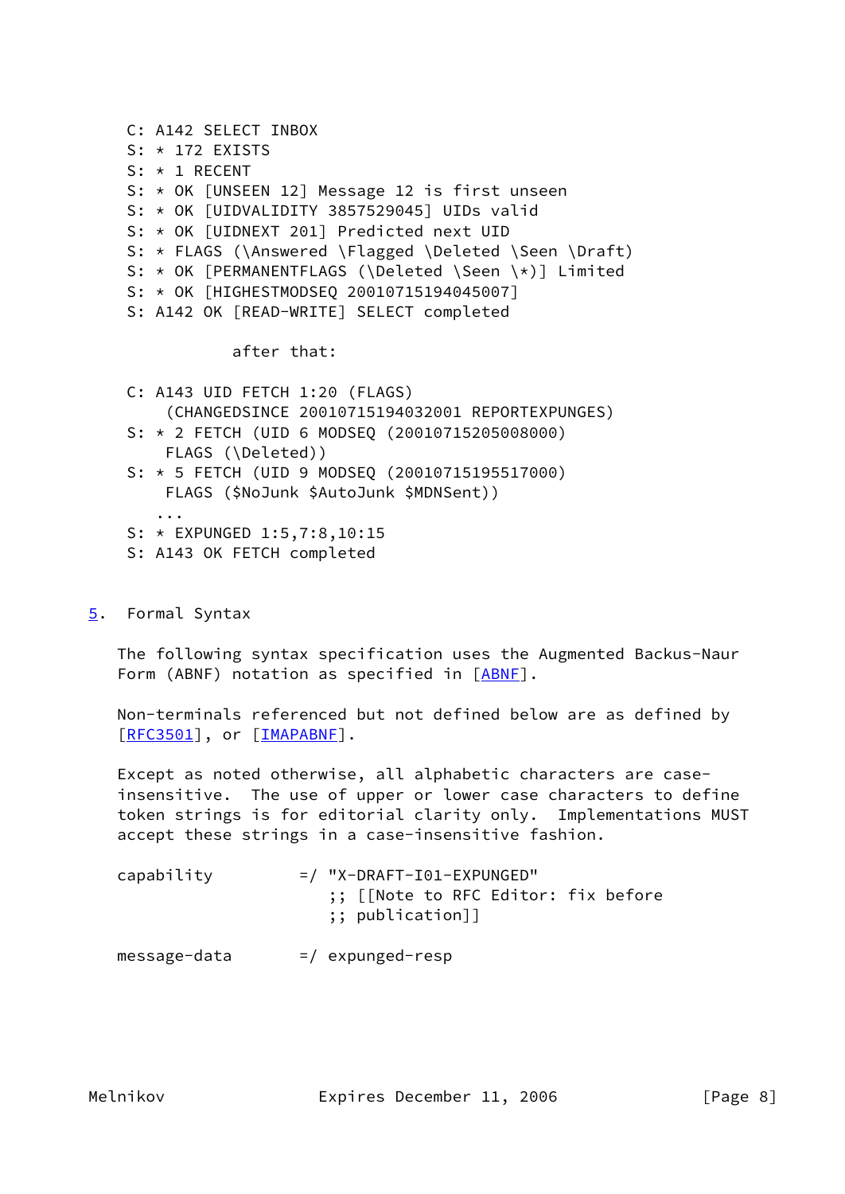```
C: A142 SELECT INBOX
S: * 172 EXISTS
S: * 1 RECENT
S: * OK [UNSEEN 12] Message 12 is first unseen
S: * OK [UIDVALIDITY 3857529045] UIDs valid
S: * OK [UIDNEXT 201] Predicted next UID
S: * FLAGS (\Answered \Flagged \Deleted \Seen \Draft)
S: * OK [PERMANENTFLAGS (\Deleted \Seen \*)] Limited
S: * OK [HIGHESTMODSEQ 20010715194045007]
S: A142 OK [READ-WRITE] SELECT completed

           after that:

C: A143 UID FETCH 1:20 (FLAGS)
    (CHANGEDSINCE 20010715194032001 REPORTEXPUNGES)
S: * 2 FETCH (UID 6 MODSEQ (20010715205008000)
    FLAGS (\Deleted))
S: * 5 FETCH (UID 9 MODSEQ (20010715195517000)
    FLAGS ($NoJunk $AutoJunk $MDNSent))
   ...
S: * EXPUNGED 1:5,7:8,10:15
S: A143 OK FETCH completed
```

## 5. Formal Syntax

The following syntax specification uses the Augmented Backus-Naur Form (ABNF) notation as specified in [ABNF].

Non-terminals referenced but not defined below are as defined by [RFC3501], or [IMAPABNF].

Except as noted otherwise, all alphabetic characters are case-insensitive. The use of upper or lower case characters to define token strings is for editorial clarity only. Implementations MUST accept these strings in a case-insensitive fashion.

```
capability         =/ "X-DRAFT-I01-EXPUNGED"
                      ;; [[Note to RFC Editor: fix before
                      ;; publication]]

message-data       =/ expunged-resp
```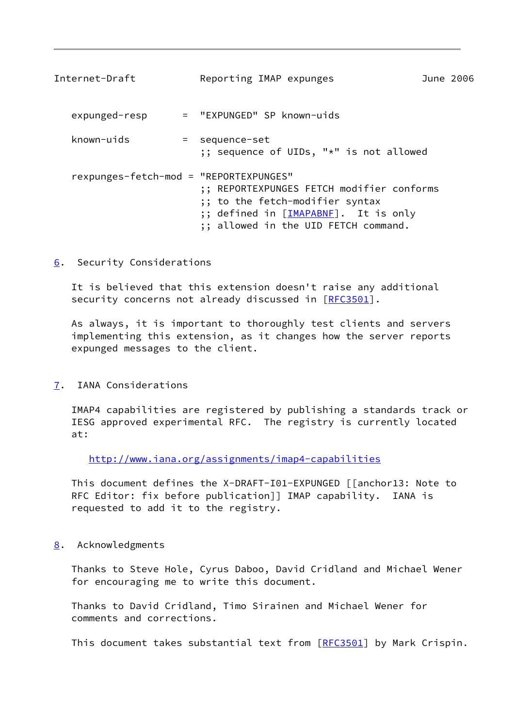```
   expunged-resp      =  "EXPUNGED" SP known-uids

   known-uids         =  sequence-set
                         ;; sequence of UIDs, "*" is not allowed

   rexpunges-fetch-mod = "REPORTEXPUNGES"
                         ;; REPORTEXPUNGES FETCH modifier conforms
                         ;; to the fetch-modifier syntax
                         ;; defined in [IMAPABNF].  It is only
                         ;; allowed in the UID FETCH command.
```

## 6. Security Considerations

It is believed that this extension doesn't raise any additional security concerns not already discussed in [RFC3501].

As always, it is important to thoroughly test clients and servers implementing this extension, as it changes how the server reports expunged messages to the client.

## 7. IANA Considerations

IMAP4 capabilities are registered by publishing a standards track or IESG approved experimental RFC. The registry is currently located at:

http://www.iana.org/assignments/imap4-capabilities

This document defines the X-DRAFT-I01-EXPUNGED [[anchor13: Note to RFC Editor: fix before publication]] IMAP capability. IANA is requested to add it to the registry.

## 8. Acknowledgments

Thanks to Steve Hole, Cyrus Daboo, David Cridland and Michael Wener for encouraging me to write this document.

Thanks to David Cridland, Timo Sirainen and Michael Wener for comments and corrections.

This document takes substantial text from [RFC3501] by Mark Crispin.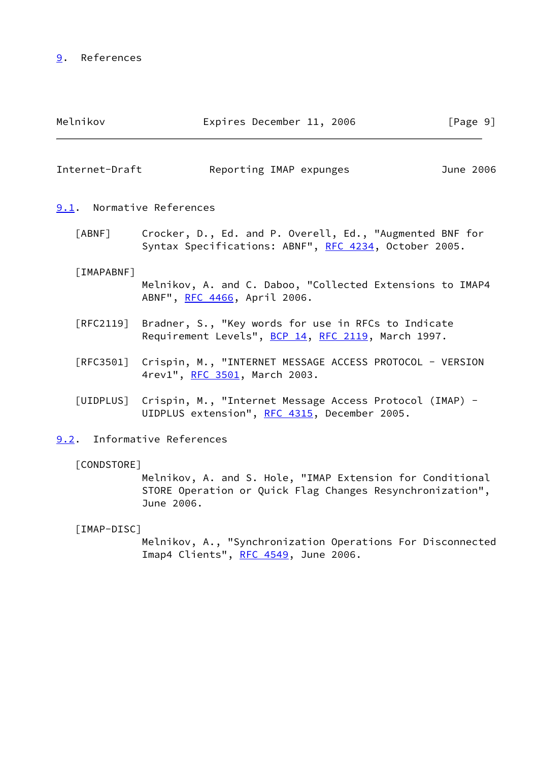# 9. References

## 9.1. Normative References

[ABNF] Crocker, D., Ed. and P. Overell, Ed., "Augmented BNF for Syntax Specifications: ABNF", RFC 4234, October 2005.

[IMAPABNF] Melnikov, A. and C. Daboo, "Collected Extensions to IMAP4 ABNF", RFC 4466, April 2006.

[RFC2119] Bradner, S., "Key words for use in RFCs to Indicate Requirement Levels", BCP 14, RFC 2119, March 1997.

[RFC3501] Crispin, M., "INTERNET MESSAGE ACCESS PROTOCOL - VERSION 4rev1", RFC 3501, March 2003.

[UIDPLUS] Crispin, M., "Internet Message Access Protocol (IMAP) - UIDPLUS extension", RFC 4315, December 2005.

## 9.2. Informative References

[CONDSTORE] Melnikov, A. and S. Hole, "IMAP Extension for Conditional STORE Operation or Quick Flag Changes Resynchronization", June 2006.

[IMAP-DISC] Melnikov, A., "Synchronization Operations For Disconnected Imap4 Clients", RFC 4549, June 2006.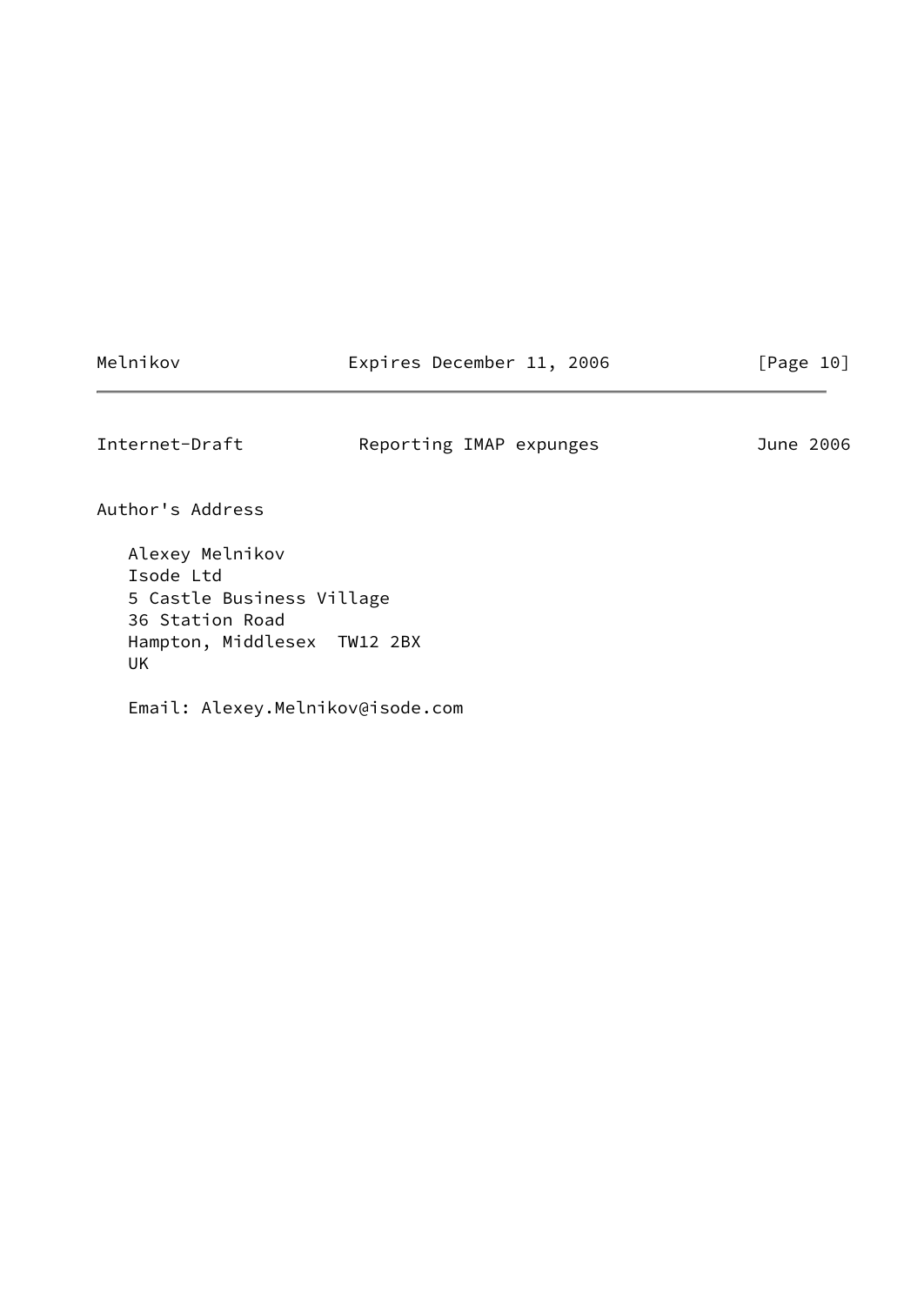# Author's Address

Alexey Melnikov
Isode Ltd
5 Castle Business Village
36 Station Road
Hampton, Middlesex  TW12 2BX
UK

Email: Alexey.Melnikov@isode.com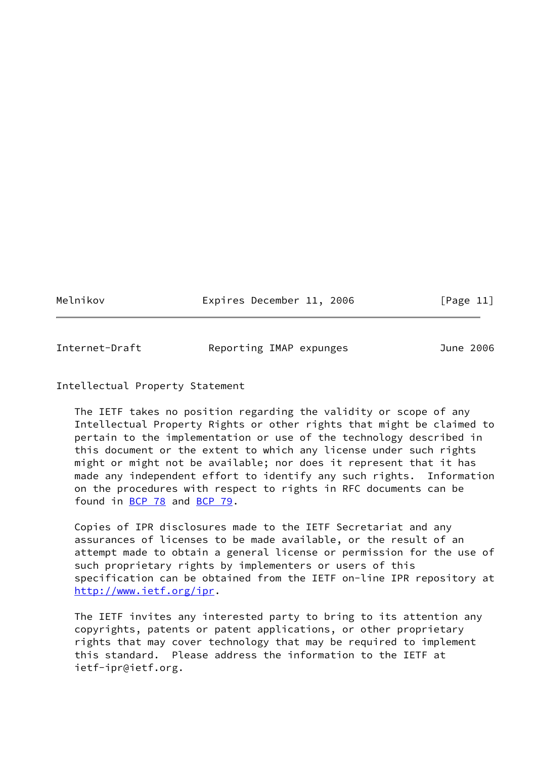## Intellectual Property Statement

The IETF takes no position regarding the validity or scope of any Intellectual Property Rights or other rights that might be claimed to pertain to the implementation or use of the technology described in this document or the extent to which any license under such rights might or might not be available; nor does it represent that it has made any independent effort to identify any such rights. Information on the procedures with respect to rights in RFC documents can be found in BCP 78 and BCP 79.

Copies of IPR disclosures made to the IETF Secretariat and any assurances of licenses to be made available, or the result of an attempt made to obtain a general license or permission for the use of such proprietary rights by implementers or users of this specification can be obtained from the IETF on-line IPR repository at http://www.ietf.org/ipr.

The IETF invites any interested party to bring to its attention any copyrights, patents or patent applications, or other proprietary rights that may cover technology that may be required to implement this standard. Please address the information to the IETF at ietf-ipr@ietf.org.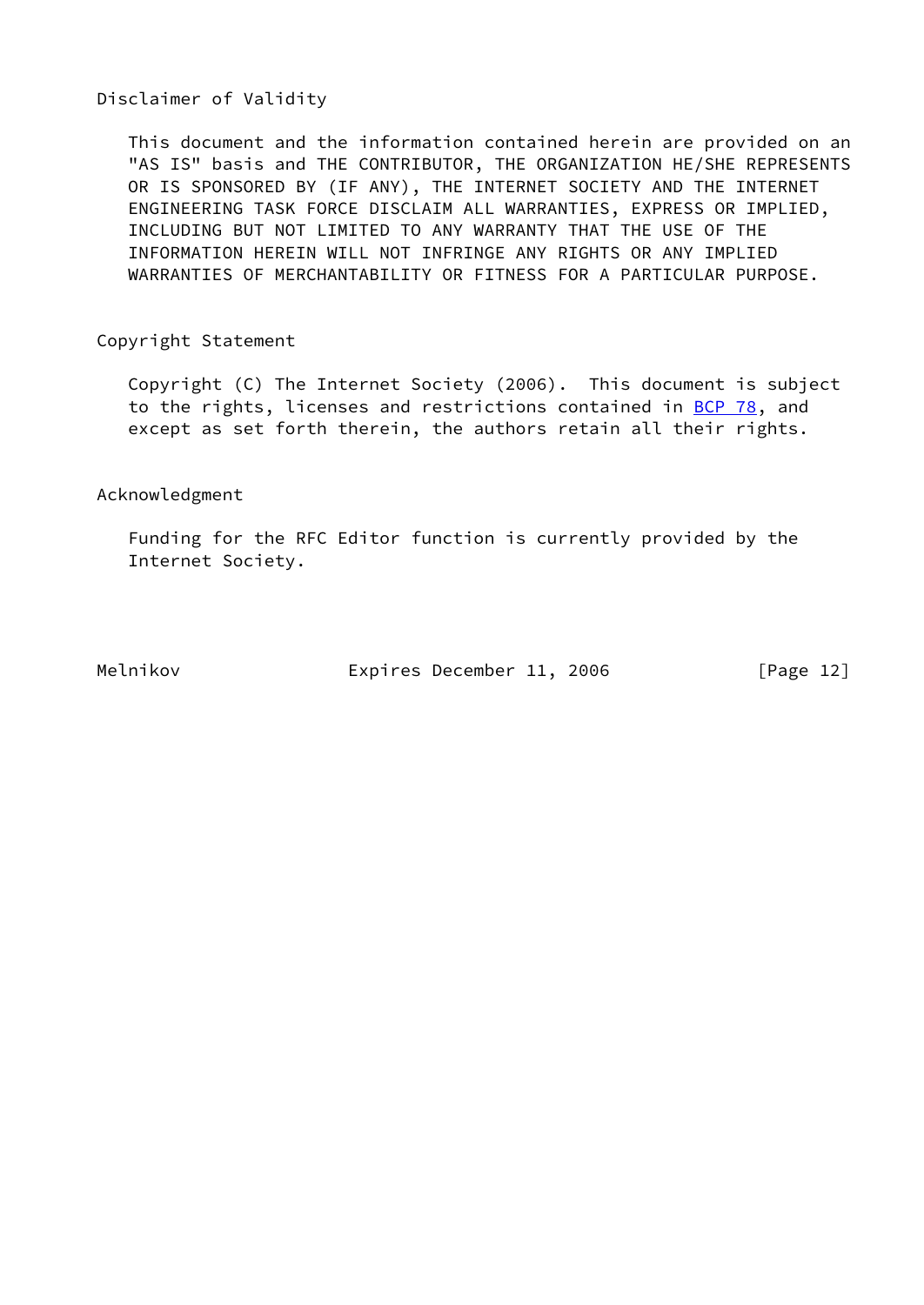## Disclaimer of Validity

This document and the information contained herein are provided on an "AS IS" basis and THE CONTRIBUTOR, THE ORGANIZATION HE/SHE REPRESENTS OR IS SPONSORED BY (IF ANY), THE INTERNET SOCIETY AND THE INTERNET ENGINEERING TASK FORCE DISCLAIM ALL WARRANTIES, EXPRESS OR IMPLIED, INCLUDING BUT NOT LIMITED TO ANY WARRANTY THAT THE USE OF THE INFORMATION HEREIN WILL NOT INFRINGE ANY RIGHTS OR ANY IMPLIED WARRANTIES OF MERCHANTABILITY OR FITNESS FOR A PARTICULAR PURPOSE.

## Copyright Statement

Copyright (C) The Internet Society (2006). This document is subject to the rights, licenses and restrictions contained in BCP 78, and except as set forth therein, the authors retain all their rights.

## Acknowledgment

Funding for the RFC Editor function is currently provided by the Internet Society.